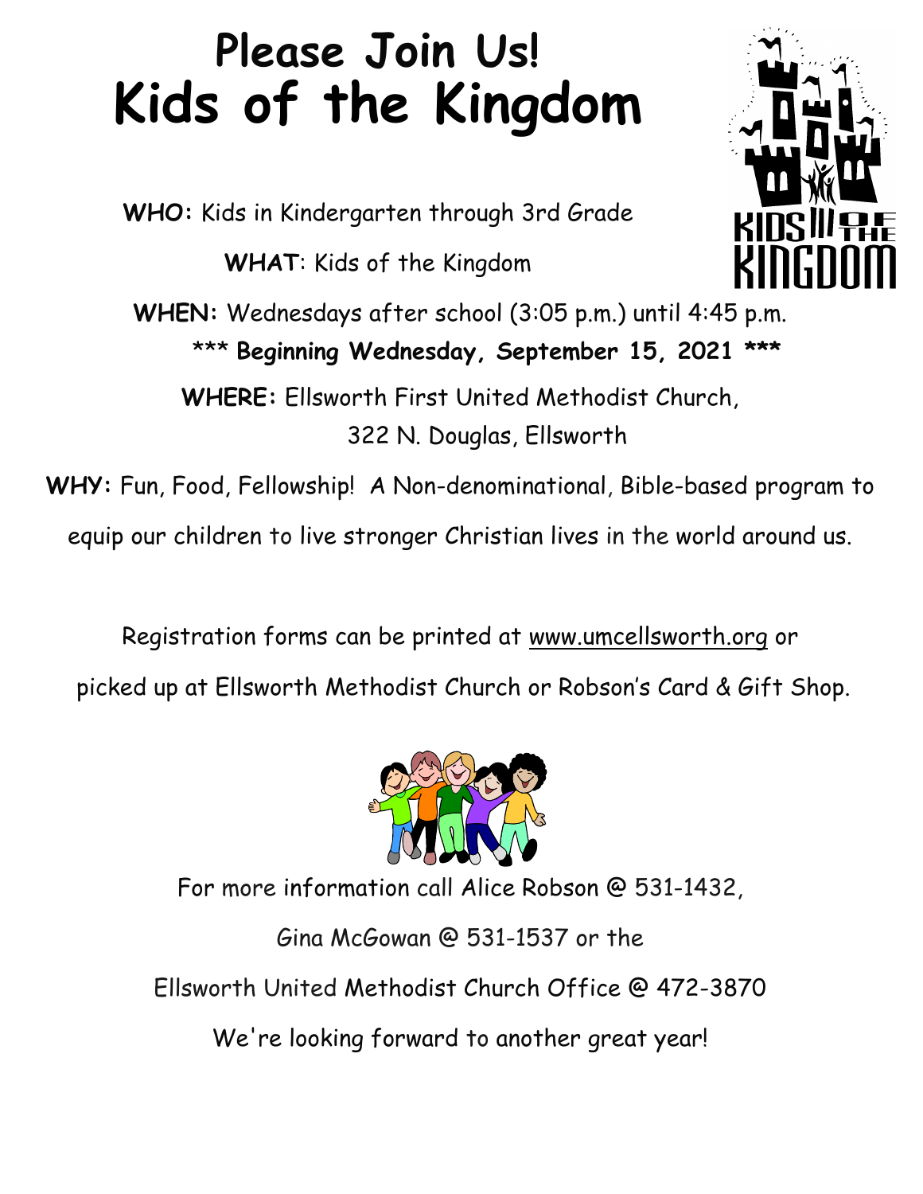# Please Join Us!
# Kids of the Kingdom

**WHO:** Kids in Kindergarten through 3rd Grade

**WHAT**: Kids of the Kingdom

**WHEN:** Wednesdays after school (3:05 p.m.) until 4:45 p.m.

\*\*\* **Beginning Wednesday, September 15, 2021** \*\*\*

**WHERE:** Ellsworth First United Methodist Church, 322 N. Douglas, Ellsworth

**WHY:** Fun, Food, Fellowship! A Non-denominational, Bible-based program to equip our children to live stronger Christian lives in the world around us.

Registration forms can be printed at www.umcellsworth.org or picked up at Ellsworth Methodist Church or Robson's Card & Gift Shop.

For more information call Alice Robson @ 531-1432,

Gina McGowan @ 531-1537 or the

Ellsworth United Methodist Church Office @ 472-3870

We're looking forward to another great year!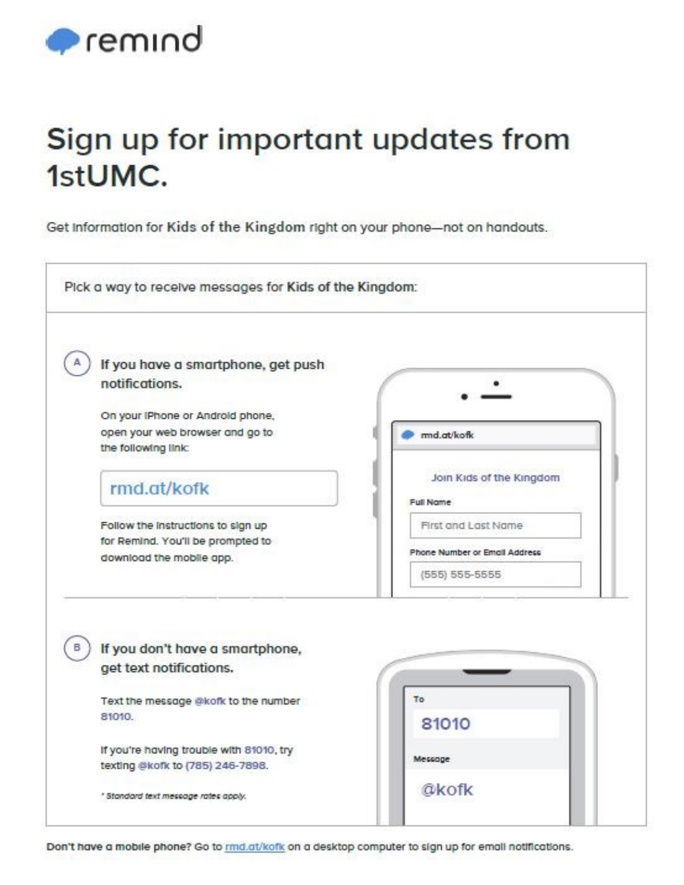remind

# Sign up for important updates from 1stUMC.

Get information for **Kids of the Kingdom** right on your phone—not on handouts.

Pick a way to receive messages for **Kids of the Kingdom**:

## (A) If you have a smartphone, get push notifications.

On your iPhone or Android phone, open your web browser and go to the following link:

**rmd.at/kofk**

Follow the instructions to sign up for Remind. You'll be prompted to download the mobile app.

rmd.at/kofk

Join Kids of the Kingdom

Full Name

First and Last Name

Phone Number or Email Address

(555) 555-5555

## (B) If you don't have a smartphone, get text notifications.

Text the message @kofk to the number 81010.

If you're having trouble with 81010, try texting @kofk to (785) 246-7898.

*\* Standard text message rates apply.*

To

81010

Message

@kofk

**Don't have a mobile phone? Go to rmd.at/kofk on a desktop computer to sign up for email notifications.**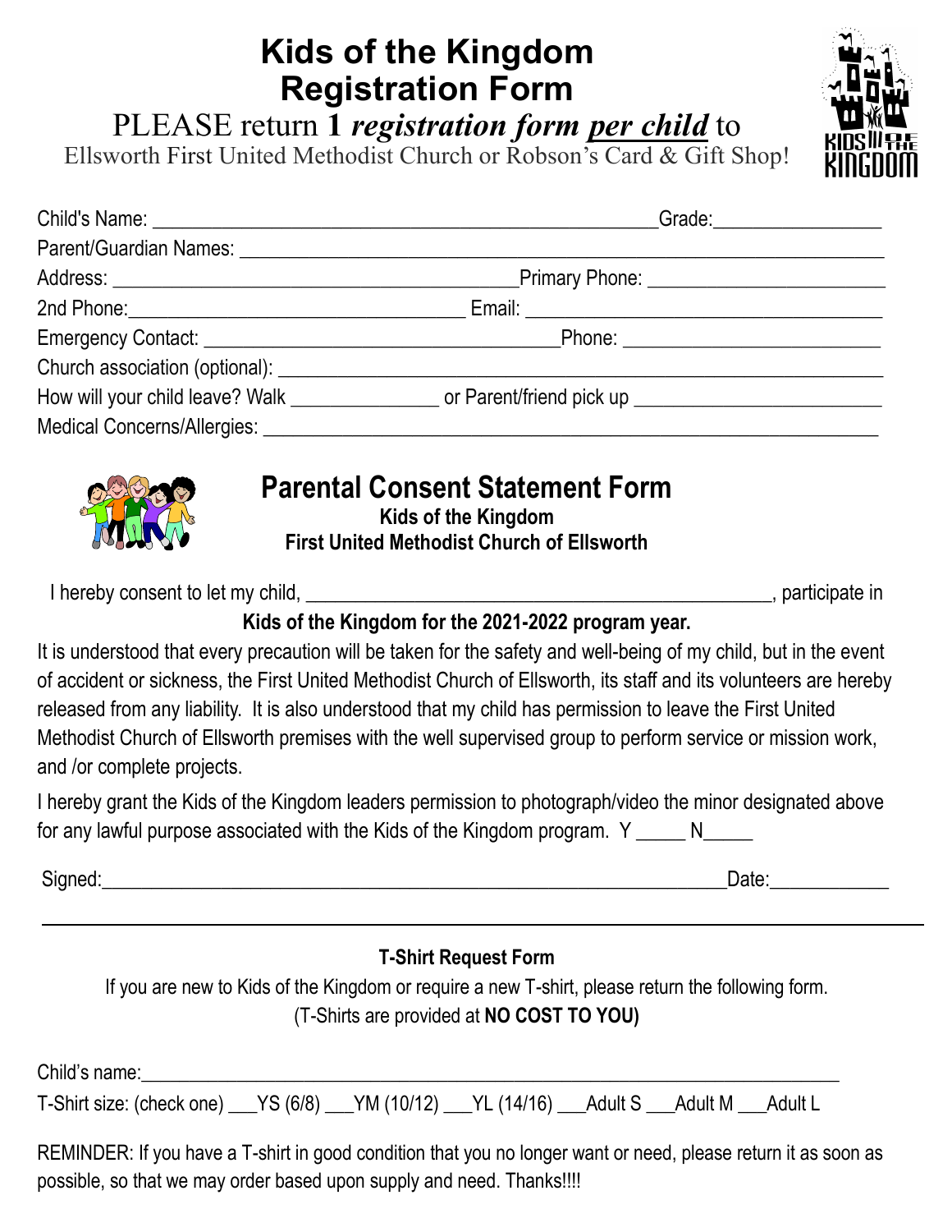# Kids of the Kingdom Registration Form

PLEASE return **1** ***registration form per child*** to
Ellsworth First United Methodist Church or Robson's Card & Gift Shop!

Child's Name: _______________________________________________ Grade: ______________

Parent/Guardian Names: ____________________________________________________________

Address: ____________________________________ Primary Phone: ______________________

2nd Phone: ________________________________ Email: ___________________________________

Emergency Contact: __________________________________ Phone: ________________________

Church association (optional): _____________________________________________________

How will your child leave? Walk ______________ or Parent/friend pick up _______________________

Medical Concerns/Allergies: ________________________________________________________

## Parental Consent Statement Form

**Kids of the Kingdom**
**First United Methodist Church of Ellsworth**

I hereby consent to let my child, _____________________________________________, participate in

**Kids of the Kingdom for the 2021-2022 program year.**

It is understood that every precaution will be taken for the safety and well-being of my child, but in the event of accident or sickness, the First United Methodist Church of Ellsworth, its staff and its volunteers are hereby released from any liability. It is also understood that my child has permission to leave the First United Methodist Church of Ellsworth premises with the well supervised group to perform service or mission work, and /or complete projects.

I hereby grant the Kids of the Kingdom leaders permission to photograph/video the minor designated above for any lawful purpose associated with the Kids of the Kingdom program. Y _____ N_____

Signed: ____________________________________________________________ Date: ___________

---

**T-Shirt Request Form**

If you are new to Kids of the Kingdom or require a new T-shirt, please return the following form.
(T-Shirts are provided at **NO COST TO YOU)**

Child's name: ______________________________________________________________________

T-Shirt size: (check one) ___YS (6/8) ___YM (10/12) ___YL (14/16) ___Adult S ___Adult M ___Adult L

REMINDER: If you have a T-shirt in good condition that you no longer want or need, please return it as soon as possible, so that we may order based upon supply and need. Thanks!!!!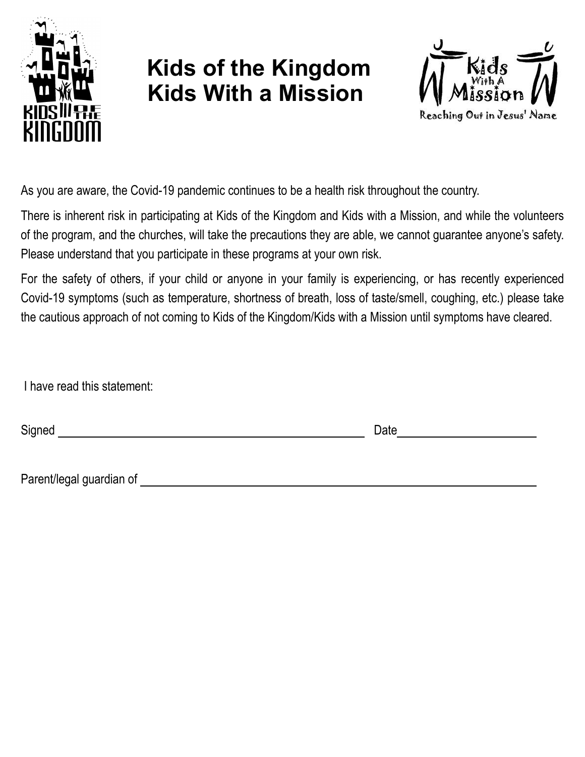# Kids of the Kingdom
# Kids With a Mission

As you are aware, the Covid-19 pandemic continues to be a health risk throughout the country.

There is inherent risk in participating at Kids of the Kingdom and Kids with a Mission, and while the volunteers of the program, and the churches, will take the precautions they are able, we cannot guarantee anyone's safety. Please understand that you participate in these programs at your own risk.

For the safety of others, if your child or anyone in your family is experiencing, or has recently experienced Covid-19 symptoms (such as temperature, shortness of breath, loss of taste/smell, coughing, etc.) please take the cautious approach of not coming to Kids of the Kingdom/Kids with a Mission until symptoms have cleared.

I have read this statement:

Signed ______________________________ Date ____________________

Parent/legal guardian of ______________________________________________